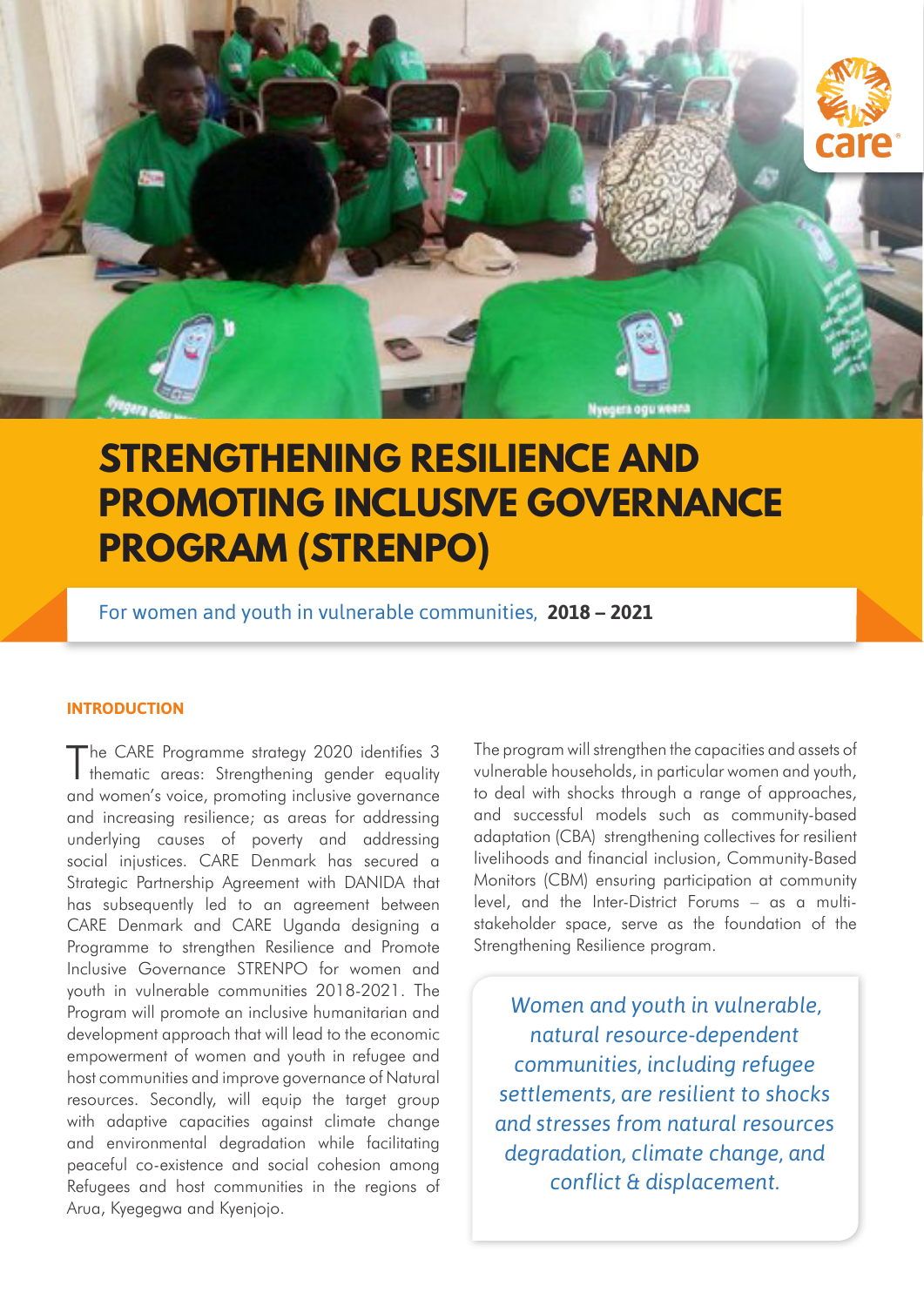# STRENGTHENING RESILIENCE AND PROMOTING INCLUSIVE GOVERNANCE PROGRAM (STRENPO)

For women and youth in vulnerable communities, **2018 – 2021**

## INTRODUCTION

The CARE Programme strategy 2020 identifies 3 thematic areas: Strengthening gender equality and women's voice, promoting inclusive governance and increasing resilience; as areas for addressing underlying causes of poverty and addressing social injustices. CARE Denmark has secured a Strategic Partnership Agreement with DANIDA that has subsequently led to an agreement between CARE Denmark and CARE Uganda designing a Programme to strengthen Resilience and Promote Inclusive Governance STRENPO for women and youth in vulnerable communities 2018-2021. The Program will promote an inclusive humanitarian and development approach that will lead to the economic empowerment of women and youth in refugee and host communities and improve governance of Natural resources. Secondly, will equip the target group with adaptive capacities against climate change and environmental degradation while facilitating peaceful co-existence and social cohesion among Refugees and host communities in the regions of Arua, Kyegegwa and Kyenjojo.

The program will strengthen the capacities and assets of vulnerable households, in particular women and youth, to deal with shocks through a range of approaches, and successful models such as community-based adaptation (CBA) strengthening collectives for resilient livelihoods and financial inclusion, Community-Based Monitors (CBM) ensuring participation at community level, and the Inter-District Forums – as a multi-stakeholder space, serve as the foundation of the Strengthening Resilience program.

*Women and youth in vulnerable, natural resource-dependent communities, including refugee settlements, are resilient to shocks and stresses from natural resources degradation, climate change, and conflict & displacement.*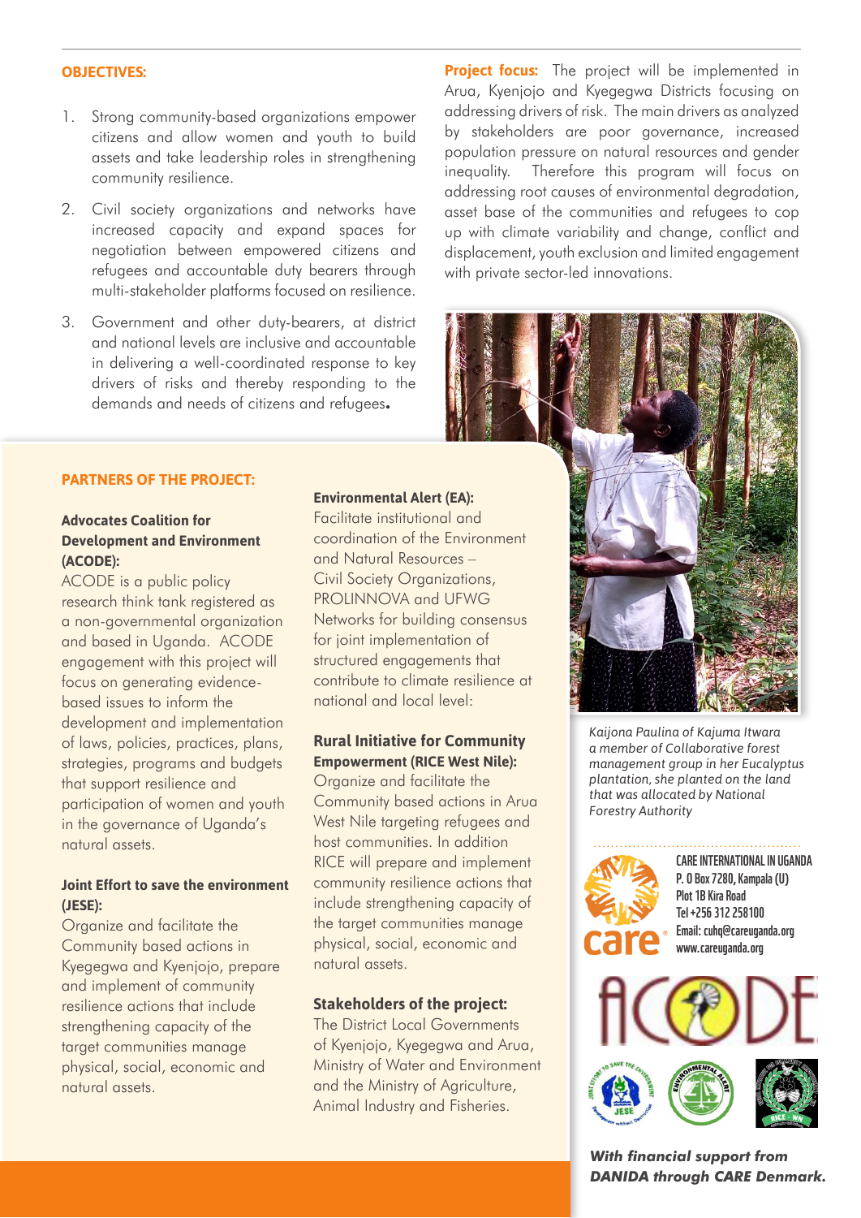**OBJECTIVES:**

1. Strong community-based organizations empower citizens and allow women and youth to build assets and take leadership roles in strengthening community resilience.
2. Civil society organizations and networks have increased capacity and expand spaces for negotiation between empowered citizens and refugees and accountable duty bearers through multi-stakeholder platforms focused on resilience.
3. Government and other duty-bearers, at district and national levels are inclusive and accountable in delivering a well-coordinated response to key drivers of risks and thereby responding to the demands and needs of citizens and refugees.

**Project focus:** The project will be implemented in Arua, Kyenjojo and Kyegegwa Districts focusing on addressing drivers of risk. The main drivers as analyzed by stakeholders are poor governance, increased population pressure on natural resources and gender inequality. Therefore this program will focus on addressing root causes of environmental degradation, asset base of the communities and refugees to cop up with climate variability and change, conflict and displacement, youth exclusion and limited engagement with private sector-led innovations.

*Kaijona Paulina of Kajuma Itwara a member of Collaborative forest management group in her Eucalyptus plantation, she planted on the land that was allocated by National Forestry Authority*

**PARTNERS OF THE PROJECT:**

**Advocates Coalition for Development and Environment (ACODE):**
ACODE is a public policy research think tank registered as a non-governmental organization and based in Uganda. ACODE engagement with this project will focus on generating evidence-based issues to inform the development and implementation of laws, policies, practices, plans, strategies, programs and budgets that support resilience and participation of women and youth in the governance of Uganda's natural assets.

**Joint Effort to save the environment (JESE):**
Organize and facilitate the Community based actions in Kyegegwa and Kyenjojo, prepare and implement of community resilience actions that include strengthening capacity of the target communities manage physical, social, economic and natural assets.

**Environmental Alert (EA):**
Facilitate institutional and coordination of the Environment and Natural Resources – Civil Society Organizations, PROLINNOVA and UFWG Networks for building consensus for joint implementation of structured engagements that contribute to climate resilience at national and local level:

**Rural Initiative for Community Empowerment (RICE West Nile):**
Organize and facilitate the Community based actions in Arua West Nile targeting refugees and host communities. In addition RICE will prepare and implement community resilience actions that include strengthening capacity of the target communities manage physical, social, economic and natural assets.

**Stakeholders of the project:**
The District Local Governments of Kyenjojo, Kyegegwa and Arua, Ministry of Water and Environment and the Ministry of Agriculture, Animal Industry and Fisheries.

**CARE INTERNATIONAL IN UGANDA**
P. O Box 7280, Kampala (U)
Plot 1B Kira Road
Tel +256 312 258100
Email: cuhq@careuganda.org
www.careuganda.org

***With financial support from DANIDA through CARE Denmark.***